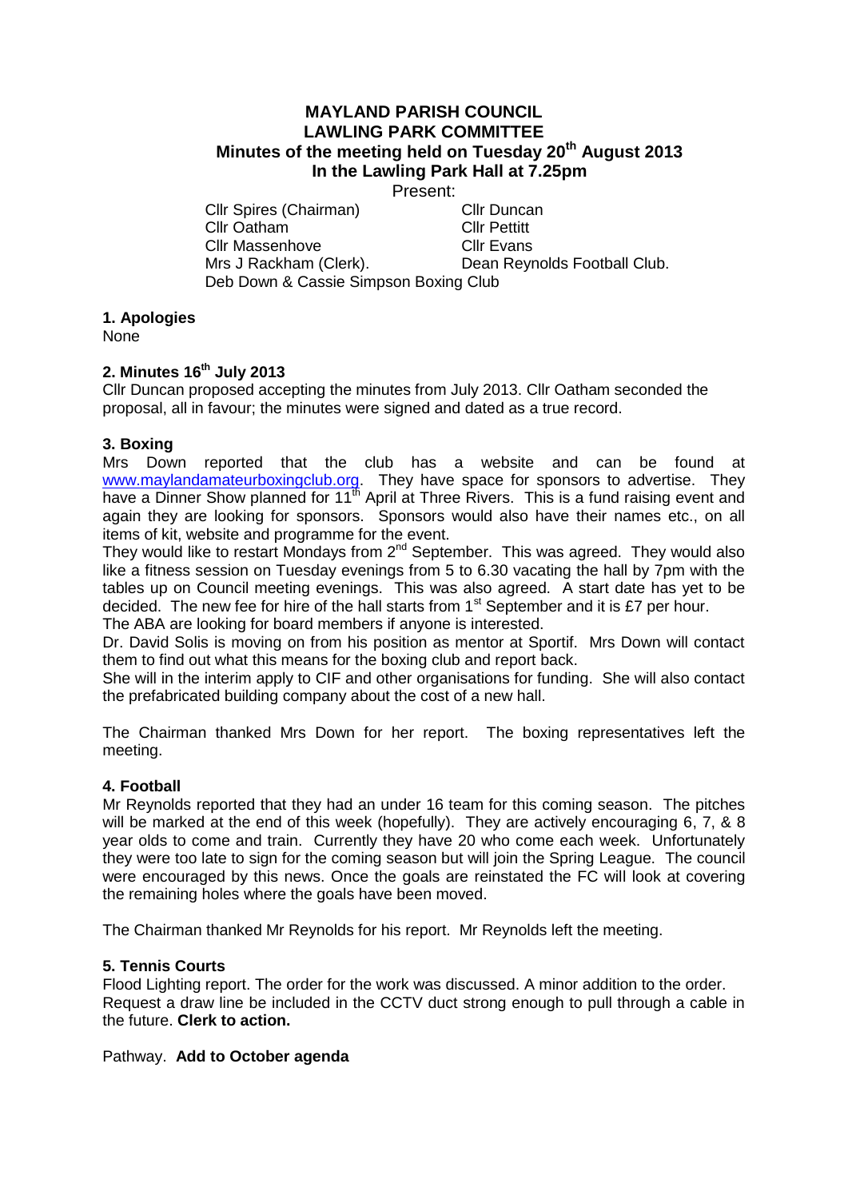# MAYLAND PARISH COUNCIL
## LAWLING PARK COMMITTEE
### Minutes of the meeting held on Tuesday 20th August 2013
### In the Lawling Park Hall at 7.25pm

Present:

| | |
|---|---|
| Cllr Spires (Chairman) | Cllr Duncan |
| Cllr Oatham | Cllr Pettitt |
| Cllr Massenhove | Cllr Evans |
| Mrs J Rackham (Clerk). | Dean Reynolds Football Club. |

Deb Down & Cassie Simpson Boxing Club

**1. Apologies**

None

**2. Minutes 16th July 2013**

Cllr Duncan proposed accepting the minutes from July 2013. Cllr Oatham seconded the proposal, all in favour; the minutes were signed and dated as a true record.

**3. Boxing**

Mrs Down reported that the club has a website and can be found at www.maylandamateurboxingclub.org. They have space for sponsors to advertise. They have a Dinner Show planned for 11th April at Three Rivers. This is a fund raising event and again they are looking for sponsors. Sponsors would also have their names etc., on all items of kit, website and programme for the event.

They would like to restart Mondays from 2nd September. This was agreed. They would also like a fitness session on Tuesday evenings from 5 to 6.30 vacating the hall by 7pm with the tables up on Council meeting evenings. This was also agreed. A start date has yet to be decided. The new fee for hire of the hall starts from 1st September and it is £7 per hour.

The ABA are looking for board members if anyone is interested.

Dr. David Solis is moving on from his position as mentor at Sportif. Mrs Down will contact them to find out what this means for the boxing club and report back.

She will in the interim apply to CIF and other organisations for funding. She will also contact the prefabricated building company about the cost of a new hall.

The Chairman thanked Mrs Down for her report. The boxing representatives left the meeting.

**4. Football**

Mr Reynolds reported that they had an under 16 team for this coming season. The pitches will be marked at the end of this week (hopefully). They are actively encouraging 6, 7, & 8 year olds to come and train. Currently they have 20 who come each week. Unfortunately they were too late to sign for the coming season but will join the Spring League. The council were encouraged by this news. Once the goals are reinstated the FC will look at covering the remaining holes where the goals have been moved.

The Chairman thanked Mr Reynolds for his report. Mr Reynolds left the meeting.

**5. Tennis Courts**

Flood Lighting report. The order for the work was discussed. A minor addition to the order. Request a draw line be included in the CCTV duct strong enough to pull through a cable in the future. **Clerk to action.**

Pathway. **Add to October agenda**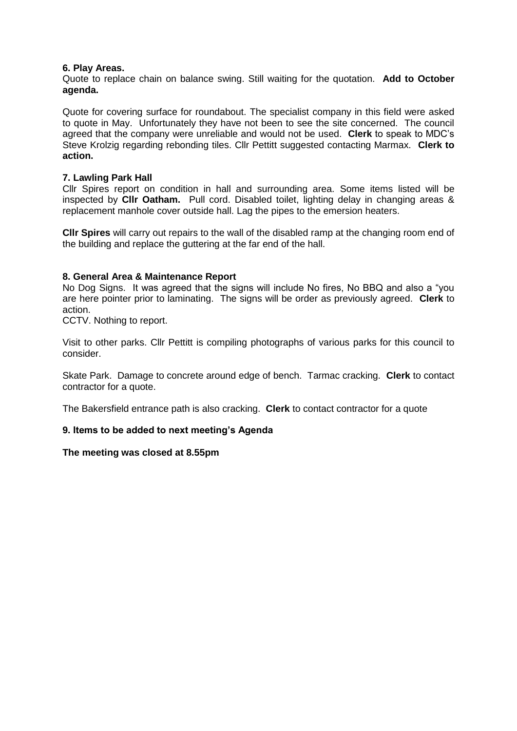**6. Play Areas.**

Quote to replace chain on balance swing. Still waiting for the quotation. **Add to October agenda.**

Quote for covering surface for roundabout. The specialist company in this field were asked to quote in May. Unfortunately they have not been to see the site concerned. The council agreed that the company were unreliable and would not be used. **Clerk** to speak to MDC's Steve Krolzig regarding rebonding tiles. Cllr Pettitt suggested contacting Marmax. **Clerk to action.**

**7. Lawling Park Hall**

Cllr Spires report on condition in hall and surrounding area. Some items listed will be inspected by **Cllr Oatham.** Pull cord. Disabled toilet, lighting delay in changing areas & replacement manhole cover outside hall. Lag the pipes to the emersion heaters.

**Cllr Spires** will carry out repairs to the wall of the disabled ramp at the changing room end of the building and replace the guttering at the far end of the hall.

**8. General Area & Maintenance Report**

No Dog Signs. It was agreed that the signs will include No fires, No BBQ and also a "you are here pointer prior to laminating. The signs will be order as previously agreed. **Clerk** to action.

CCTV. Nothing to report.

Visit to other parks. Cllr Pettitt is compiling photographs of various parks for this council to consider.

Skate Park. Damage to concrete around edge of bench. Tarmac cracking. **Clerk** to contact contractor for a quote.

The Bakersfield entrance path is also cracking. **Clerk** to contact contractor for a quote

**9. Items to be added to next meeting's Agenda**

**The meeting was closed at 8.55pm**